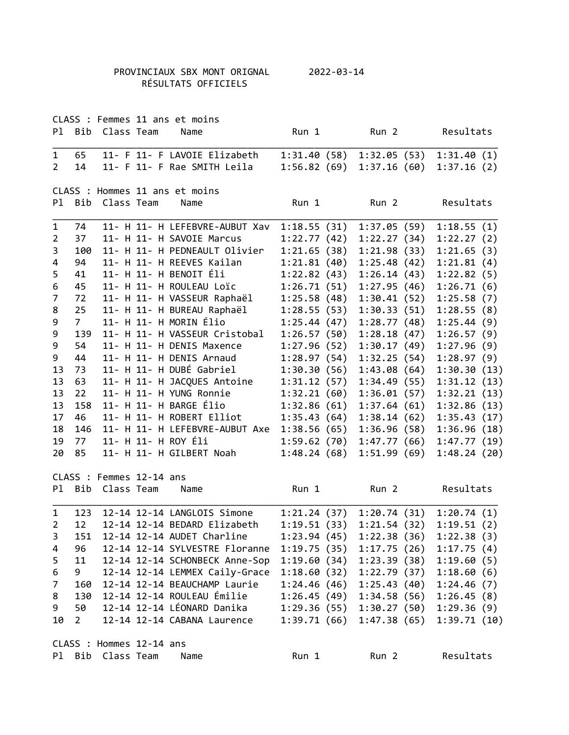# PROVINCIAUX SBX MONT ORIGNAL 2022-03-14

## RÉSULTATS OFFICIELS

### CLASS : Femmes 11 ans et moins

| Pl | Bib | Class | Team | Name | Run 1 | Run 2 | Resultats |
|---|---|---|---|---|---|---|---|
| 1 | 65 | 11- F | 11- F | LAVOIE Elizabeth | 1:31.40 (58) | 1:32.05 (53) | 1:31.40 (1) |
| 2 | 14 | 11- F | 11- F | Rae SMITH Leila | 1:56.82 (69) | 1:37.16 (60) | 1:37.16 (2) |

### CLASS : Hommes 11 ans et moins

| Pl | Bib | Class | Team | Name | Run 1 | Run 2 | Resultats |
|---|---|---|---|---|---|---|---|
| 1 | 74 | 11- H | 11- H | LEFEBVRE-AUBUT Xav | 1:18.55 (31) | 1:37.05 (59) | 1:18.55 (1) |
| 2 | 37 | 11- H | 11- H | SAVOIE Marcus | 1:22.77 (42) | 1:22.27 (34) | 1:22.27 (2) |
| 3 | 100 | 11- H | 11- H | PEDNEAULT Olivier | 1:21.65 (38) | 1:21.98 (33) | 1:21.65 (3) |
| 4 | 94 | 11- H | 11- H | REEVES Kailan | 1:21.81 (40) | 1:25.48 (42) | 1:21.81 (4) |
| 5 | 41 | 11- H | 11- H | BENOIT Éli | 1:22.82 (43) | 1:26.14 (43) | 1:22.82 (5) |
| 6 | 45 | 11- H | 11- H | ROULEAU Loïc | 1:26.71 (51) | 1:27.95 (46) | 1:26.71 (6) |
| 7 | 72 | 11- H | 11- H | VASSEUR Raphaël | 1:25.58 (48) | 1:30.41 (52) | 1:25.58 (7) |
| 8 | 25 | 11- H | 11- H | BUREAU Raphaël | 1:28.55 (53) | 1:30.33 (51) | 1:28.55 (8) |
| 9 | 7 | 11- H | 11- H | MORIN Élio | 1:25.44 (47) | 1:28.77 (48) | 1:25.44 (9) |
| 9 | 139 | 11- H | 11- H | VASSEUR Cristobal | 1:26.57 (50) | 1:28.18 (47) | 1:26.57 (9) |
| 9 | 54 | 11- H | 11- H | DENIS Maxence | 1:27.96 (52) | 1:30.17 (49) | 1:27.96 (9) |
| 9 | 44 | 11- H | 11- H | DENIS Arnaud | 1:28.97 (54) | 1:32.25 (54) | 1:28.97 (9) |
| 13 | 73 | 11- H | 11- H | DUBÉ Gabriel | 1:30.30 (56) | 1:43.08 (64) | 1:30.30 (13) |
| 13 | 63 | 11- H | 11- H | JACQUES Antoine | 1:31.12 (57) | 1:34.49 (55) | 1:31.12 (13) |
| 13 | 22 | 11- H | 11- H | YUNG Ronnie | 1:32.21 (60) | 1:36.01 (57) | 1:32.21 (13) |
| 13 | 158 | 11- H | 11- H | BARGE Élio | 1:32.86 (61) | 1:37.64 (61) | 1:32.86 (13) |
| 17 | 46 | 11- H | 11- H | ROBERT Elliot | 1:35.43 (64) | 1:38.14 (62) | 1:35.43 (17) |
| 18 | 146 | 11- H | 11- H | LEFEBVRE-AUBUT Axe | 1:38.56 (65) | 1:36.96 (58) | 1:36.96 (18) |
| 19 | 77 | 11- H | 11- H | ROY Éli | 1:59.62 (70) | 1:47.77 (66) | 1:47.77 (19) |
| 20 | 85 | 11- H | 11- H | GILBERT Noah | 1:48.24 (68) | 1:51.99 (69) | 1:48.24 (20) |

### CLASS : Femmes 12-14 ans

| Pl | Bib | Class | Team | Name | Run 1 | Run 2 | Resultats |
|---|---|---|---|---|---|---|---|
| 1 | 123 | 12-14 | 12-14 | LANGLOIS Simone | 1:21.24 (37) | 1:20.74 (31) | 1:20.74 (1) |
| 2 | 12 | 12-14 | 12-14 | BEDARD Elizabeth | 1:19.51 (33) | 1:21.54 (32) | 1:19.51 (2) |
| 3 | 151 | 12-14 | 12-14 | AUDET Charline | 1:23.94 (45) | 1:22.38 (36) | 1:22.38 (3) |
| 4 | 96 | 12-14 | 12-14 | SYLVESTRE Floranne | 1:19.75 (35) | 1:17.75 (26) | 1:17.75 (4) |
| 5 | 11 | 12-14 | 12-14 | SCHONBECK Anne-Sop | 1:19.60 (34) | 1:23.39 (38) | 1:19.60 (5) |
| 6 | 9 | 12-14 | 12-14 | LEMMEX Caily-Grace | 1:18.60 (32) | 1:22.79 (37) | 1:18.60 (6) |
| 7 | 160 | 12-14 | 12-14 | BEAUCHAMP Laurie | 1:24.46 (46) | 1:25.43 (40) | 1:24.46 (7) |
| 8 | 130 | 12-14 | 12-14 | ROULEAU Émilie | 1:26.45 (49) | 1:34.58 (56) | 1:26.45 (8) |
| 9 | 50 | 12-14 | 12-14 | LÉONARD Danika | 1:29.36 (55) | 1:30.27 (50) | 1:29.36 (9) |
| 10 | 2 | 12-14 | 12-14 | CABANA Laurence | 1:39.71 (66) | 1:47.38 (65) | 1:39.71 (10) |

### CLASS : Hommes 12-14 ans

| Pl | Bib | Class | Team | Name | Run 1 | Run 2 | Resultats |
|---|---|---|---|---|---|---|---|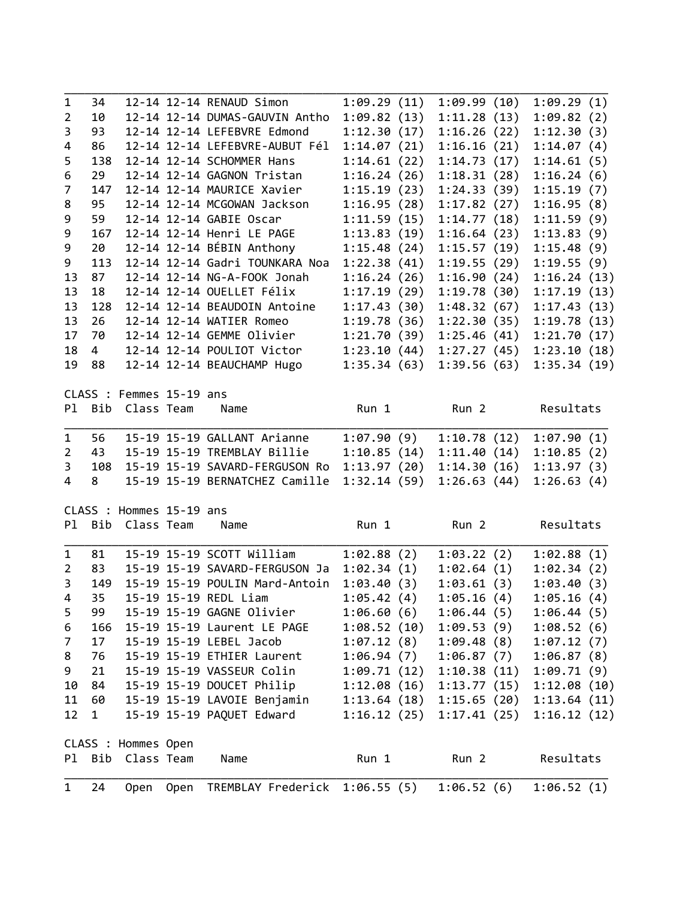| Pl | Bib | Class | Team | Name | Run 1 | Run 2 | Resultats |
|---|---|---|---|---|---|---|---|
| 1 | 34 | 12-14 | 12-14 | RENAUD Simon | 1:09.29 (11) | 1:09.99 (10) | 1:09.29 (1) |
| 2 | 10 | 12-14 | 12-14 | DUMAS-GAUVIN Antho | 1:09.82 (13) | 1:11.28 (13) | 1:09.82 (2) |
| 3 | 93 | 12-14 | 12-14 | LEFEBVRE Edmond | 1:12.30 (17) | 1:16.26 (22) | 1:12.30 (3) |
| 4 | 86 | 12-14 | 12-14 | LEFEBVRE-AUBUT Fél | 1:14.07 (21) | 1:16.16 (21) | 1:14.07 (4) |
| 5 | 138 | 12-14 | 12-14 | SCHOMMER Hans | 1:14.61 (22) | 1:14.73 (17) | 1:14.61 (5) |
| 6 | 29 | 12-14 | 12-14 | GAGNON Tristan | 1:16.24 (26) | 1:18.31 (28) | 1:16.24 (6) |
| 7 | 147 | 12-14 | 12-14 | MAURICE Xavier | 1:15.19 (23) | 1:24.33 (39) | 1:15.19 (7) |
| 8 | 95 | 12-14 | 12-14 | MCGOWAN Jackson | 1:16.95 (28) | 1:17.82 (27) | 1:16.95 (8) |
| 9 | 59 | 12-14 | 12-14 | GABIE Oscar | 1:11.59 (15) | 1:14.77 (18) | 1:11.59 (9) |
| 9 | 167 | 12-14 | 12-14 | Henri LE PAGE | 1:13.83 (19) | 1:16.64 (23) | 1:13.83 (9) |
| 9 | 20 | 12-14 | 12-14 | BÉBIN Anthony | 1:15.48 (24) | 1:15.57 (19) | 1:15.48 (9) |
| 9 | 113 | 12-14 | 12-14 | Gadri TOUNKARA Noa | 1:22.38 (41) | 1:19.55 (29) | 1:19.55 (9) |
| 13 | 87 | 12-14 | 12-14 | NG-A-FOOK Jonah | 1:16.24 (26) | 1:16.90 (24) | 1:16.24 (13) |
| 13 | 18 | 12-14 | 12-14 | OUELLET Félix | 1:17.19 (29) | 1:19.78 (30) | 1:17.19 (13) |
| 13 | 128 | 12-14 | 12-14 | BEAUDOIN Antoine | 1:17.43 (30) | 1:48.32 (67) | 1:17.43 (13) |
| 13 | 26 | 12-14 | 12-14 | WATIER Romeo | 1:19.78 (36) | 1:22.30 (35) | 1:19.78 (13) |
| 17 | 70 | 12-14 | 12-14 | GEMME Olivier | 1:21.70 (39) | 1:25.46 (41) | 1:21.70 (17) |
| 18 | 4 | 12-14 | 12-14 | POULIOT Victor | 1:23.10 (44) | 1:27.27 (45) | 1:23.10 (18) |
| 19 | 88 | 12-14 | 12-14 | BEAUCHAMP Hugo | 1:35.34 (63) | 1:39.56 (63) | 1:35.34 (19) |

CLASS : Femmes 15-19 ans

| Pl | Bib | Class | Team | Name | Run 1 | Run 2 | Resultats |
|---|---|---|---|---|---|---|---|
| 1 | 56 | 15-19 | 15-19 | GALLANT Arianne | 1:07.90 (9) | 1:10.78 (12) | 1:07.90 (1) |
| 2 | 43 | 15-19 | 15-19 | TREMBLAY Billie | 1:10.85 (14) | 1:11.40 (14) | 1:10.85 (2) |
| 3 | 108 | 15-19 | 15-19 | SAVARD-FERGUSON Ro | 1:13.97 (20) | 1:14.30 (16) | 1:13.97 (3) |
| 4 | 8 | 15-19 | 15-19 | BERNATCHEZ Camille | 1:32.14 (59) | 1:26.63 (44) | 1:26.63 (4) |

CLASS : Hommes 15-19 ans

| Pl | Bib | Class | Team | Name | Run 1 | Run 2 | Resultats |
|---|---|---|---|---|---|---|---|
| 1 | 81 | 15-19 | 15-19 | SCOTT William | 1:02.88 (2) | 1:03.22 (2) | 1:02.88 (1) |
| 2 | 83 | 15-19 | 15-19 | SAVARD-FERGUSON Ja | 1:02.34 (1) | 1:02.64 (1) | 1:02.34 (2) |
| 3 | 149 | 15-19 | 15-19 | POULIN Mard-Antoin | 1:03.40 (3) | 1:03.61 (3) | 1:03.40 (3) |
| 4 | 35 | 15-19 | 15-19 | REDL Liam | 1:05.42 (4) | 1:05.16 (4) | 1:05.16 (4) |
| 5 | 99 | 15-19 | 15-19 | GAGNE Olivier | 1:06.60 (6) | 1:06.44 (5) | 1:06.44 (5) |
| 6 | 166 | 15-19 | 15-19 | Laurent LE PAGE | 1:08.52 (10) | 1:09.53 (9) | 1:08.52 (6) |
| 7 | 17 | 15-19 | 15-19 | LEBEL Jacob | 1:07.12 (8) | 1:09.48 (8) | 1:07.12 (7) |
| 8 | 76 | 15-19 | 15-19 | ETHIER Laurent | 1:06.94 (7) | 1:06.87 (7) | 1:06.87 (8) |
| 9 | 21 | 15-19 | 15-19 | VASSEUR Colin | 1:09.71 (12) | 1:10.38 (11) | 1:09.71 (9) |
| 10 | 84 | 15-19 | 15-19 | DOUCET Philip | 1:12.08 (16) | 1:13.77 (15) | 1:12.08 (10) |
| 11 | 60 | 15-19 | 15-19 | LAVOIE Benjamin | 1:13.64 (18) | 1:15.65 (20) | 1:13.64 (11) |
| 12 | 1 | 15-19 | 15-19 | PAQUET Edward | 1:16.12 (25) | 1:17.41 (25) | 1:16.12 (12) |

CLASS : Hommes Open

| Pl | Bib | Class | Team | Name | Run 1 | Run 2 | Resultats |
|---|---|---|---|---|---|---|---|
| 1 | 24 | Open | Open | TREMBLAY Frederick | 1:06.55 (5) | 1:06.52 (6) | 1:06.52 (1) |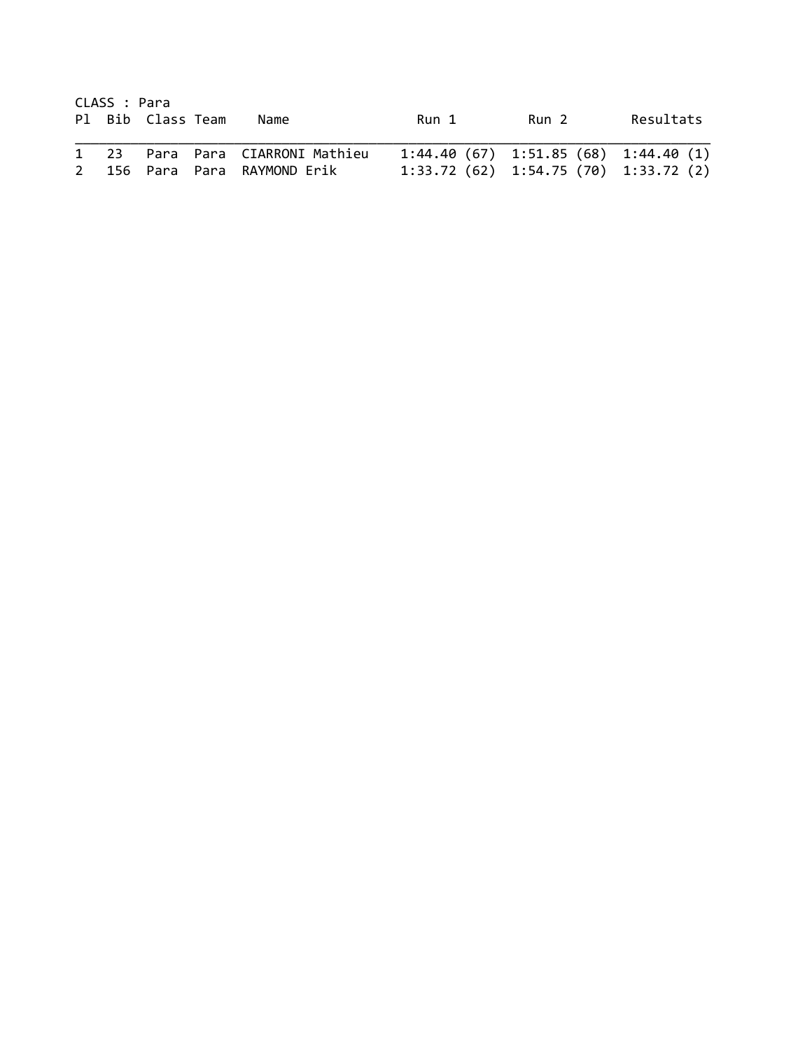CLASS : Para

| Pl | Bib | Class | Team | Name | Run 1 | Run 2 | Resultats |
|---|---|---|---|---|---|---|---|
| 1 | 23 | Para | Para | CIARRONI Mathieu | 1:44.40 (67) | 1:51.85 (68) | 1:44.40 (1) |
| 2 | 156 | Para | Para | RAYMOND Erik | 1:33.72 (62) | 1:54.75 (70) | 1:33.72 (2) |